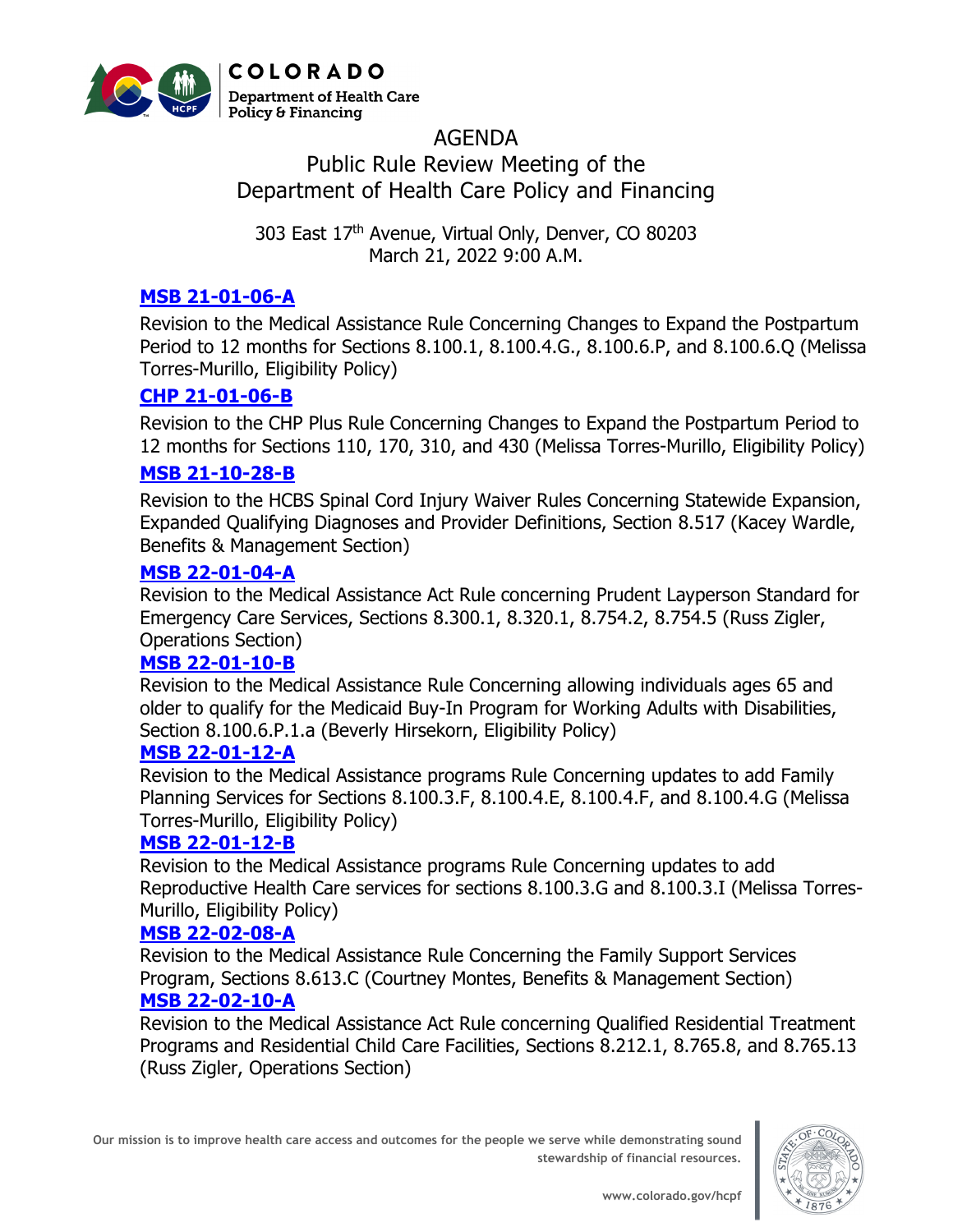COLORADO
Department of Health Care Policy & Financing

# AGENDA

## Public Rule Review Meeting of the Department of Health Care Policy and Financing

303 East 17th Avenue, Virtual Only, Denver, CO 80203
March 21, 2022 9:00 A.M.

### MSB 21-01-06-A

Revision to the Medical Assistance Rule Concerning Changes to Expand the Postpartum Period to 12 months for Sections 8.100.1, 8.100.4.G., 8.100.6.P, and 8.100.6.Q (Melissa Torres-Murillo, Eligibility Policy)

### CHP 21-01-06-B

Revision to the CHP Plus Rule Concerning Changes to Expand the Postpartum Period to 12 months for Sections 110, 170, 310, and 430 (Melissa Torres-Murillo, Eligibility Policy)

### MSB 21-10-28-B

Revision to the HCBS Spinal Cord Injury Waiver Rules Concerning Statewide Expansion, Expanded Qualifying Diagnoses and Provider Definitions, Section 8.517 (Kacey Wardle, Benefits & Management Section)

### MSB 22-01-04-A

Revision to the Medical Assistance Act Rule concerning Prudent Layperson Standard for Emergency Care Services, Sections 8.300.1, 8.320.1, 8.754.2, 8.754.5 (Russ Zigler, Operations Section)

### MSB 22-01-10-B

Revision to the Medical Assistance Rule Concerning allowing individuals ages 65 and older to qualify for the Medicaid Buy-In Program for Working Adults with Disabilities, Section 8.100.6.P.1.a (Beverly Hirsekorn, Eligibility Policy)

### MSB 22-01-12-A

Revision to the Medical Assistance programs Rule Concerning updates to add Family Planning Services for Sections 8.100.3.F, 8.100.4.E, 8.100.4.F, and 8.100.4.G (Melissa Torres-Murillo, Eligibility Policy)

### MSB 22-01-12-B

Revision to the Medical Assistance programs Rule Concerning updates to add Reproductive Health Care services for sections 8.100.3.G and 8.100.3.I (Melissa Torres-Murillo, Eligibility Policy)

### MSB 22-02-08-A

Revision to the Medical Assistance Rule Concerning the Family Support Services Program, Sections 8.613.C (Courtney Montes, Benefits & Management Section)

### MSB 22-02-10-A

Revision to the Medical Assistance Act Rule concerning Qualified Residential Treatment Programs and Residential Child Care Facilities, Sections 8.212.1, 8.765.8, and 8.765.13 (Russ Zigler, Operations Section)

Our mission is to improve health care access and outcomes for the people we serve while demonstrating sound stewardship of financial resources.

www.colorado.gov/hcpf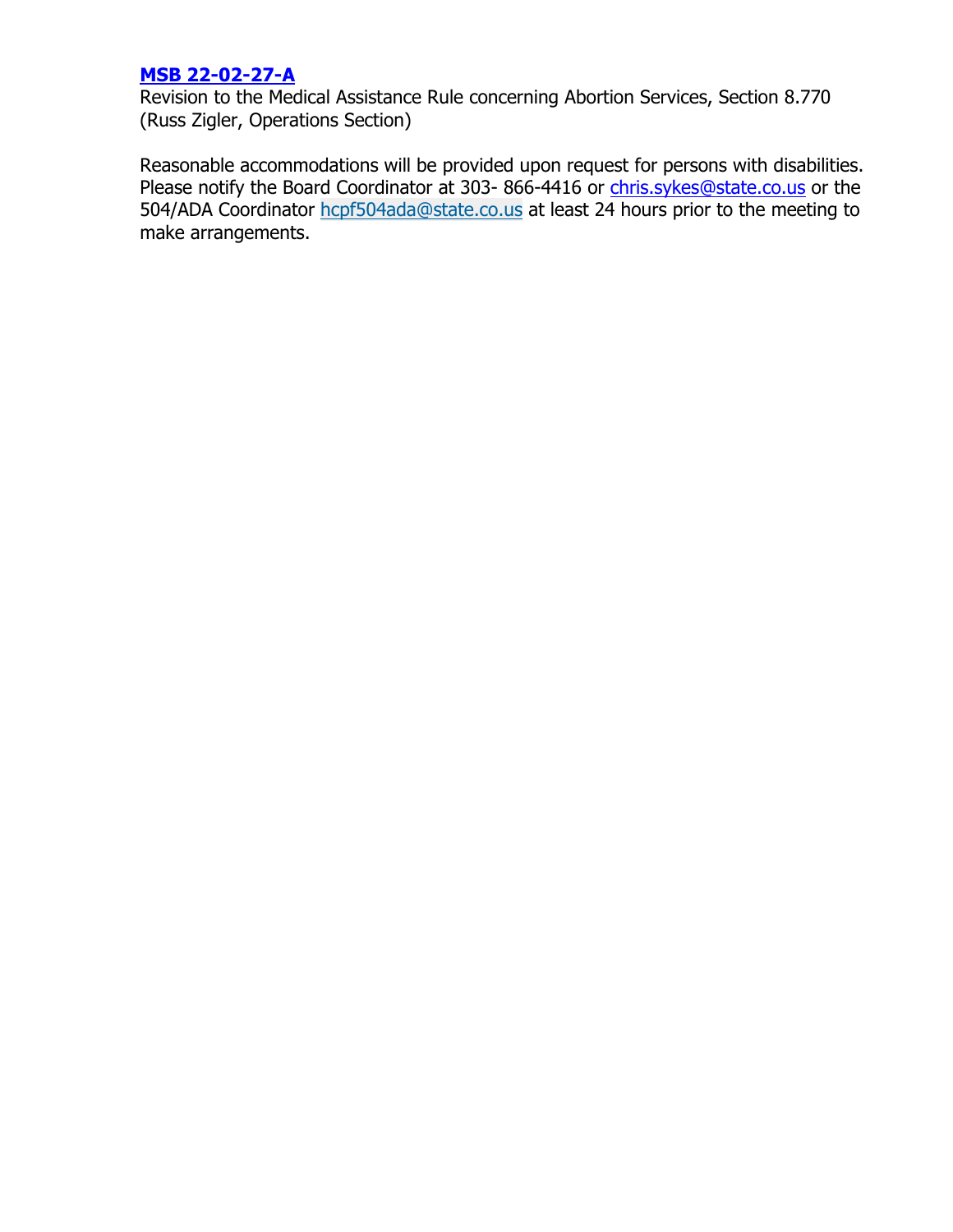**MSB 22-02-27-A**
Revision to the Medical Assistance Rule concerning Abortion Services, Section 8.770 (Russ Zigler, Operations Section)

Reasonable accommodations will be provided upon request for persons with disabilities. Please notify the Board Coordinator at 303- 866-4416 or chris.sykes@state.co.us or the 504/ADA Coordinator hcpf504ada@state.co.us at least 24 hours prior to the meeting to make arrangements.